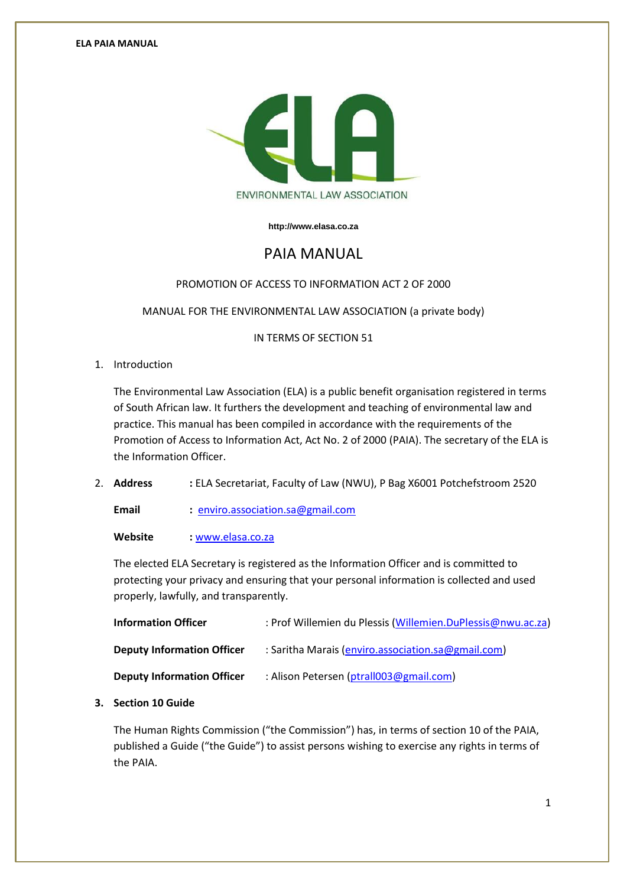ENVIRONMENTAL LAW ASSOCIATION

http://www.elasa.co.za

# PAIA MANUAL

PROMOTION OF ACCESS TO INFORMATION ACT 2 OF 2000

MANUAL FOR THE ENVIRONMENTAL LAW ASSOCIATION (a private body)

IN TERMS OF SECTION 51

1. Introduction

   The Environmental Law Association (ELA) is a public benefit organisation registered in terms of South African law. It furthers the development and teaching of environmental law and practice. This manual has been compiled in accordance with the requirements of the Promotion of Access to Information Act, Act No. 2 of 2000 (PAIA). The secretary of the ELA is the Information Officer.

2. **Address** : ELA Secretariat, Faculty of Law (NWU), P Bag X6001 Potchefstroom 2520

   **Email** : enviro.association.sa@gmail.com

   **Website** : www.elasa.co.za

   The elected ELA Secretary is registered as the Information Officer and is committed to protecting your privacy and ensuring that your personal information is collected and used properly, lawfully, and transparently.

   **Information Officer** : Prof Willemien du Plessis (Willemien.DuPlessis@nwu.ac.za)

   **Deputy Information Officer** : Saritha Marais (enviro.association.sa@gmail.com)

   **Deputy Information Officer** : Alison Petersen (ptrall003@gmail.com)

3. **Section 10 Guide**

   The Human Rights Commission ("the Commission") has, in terms of section 10 of the PAIA, published a Guide ("the Guide") to assist persons wishing to exercise any rights in terms of the PAIA.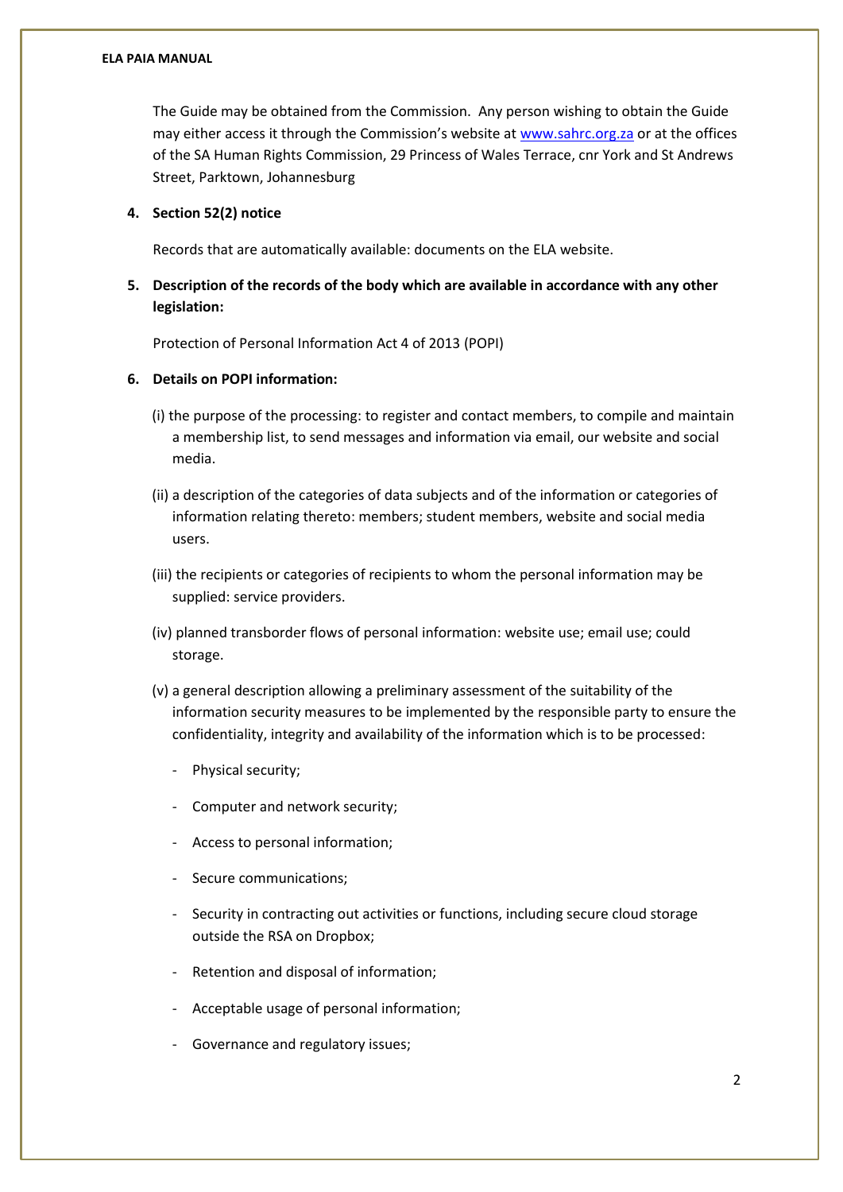The Guide may be obtained from the Commission. Any person wishing to obtain the Guide may either access it through the Commission's website at [www.sahrc.org.za](http://www.sahrc.org.za) or at the offices of the SA Human Rights Commission, 29 Princess of Wales Terrace, cnr York and St Andrews Street, Parktown, Johannesburg

**4. Section 52(2) notice**

Records that are automatically available: documents on the ELA website.

**5. Description of the records of the body which are available in accordance with any other legislation:**

Protection of Personal Information Act 4 of 2013 (POPI)

**6. Details on POPI information:**

(i) the purpose of the processing: to register and contact members, to compile and maintain a membership list, to send messages and information via email, our website and social media.

(ii) a description of the categories of data subjects and of the information or categories of information relating thereto: members; student members, website and social media users.

(iii) the recipients or categories of recipients to whom the personal information may be supplied: service providers.

(iv) planned transborder flows of personal information: website use; email use; could storage.

(v) a general description allowing a preliminary assessment of the suitability of the information security measures to be implemented by the responsible party to ensure the confidentiality, integrity and availability of the information which is to be processed:

- Physical security;
- Computer and network security;
- Access to personal information;
- Secure communications;
- Security in contracting out activities or functions, including secure cloud storage outside the RSA on Dropbox;
- Retention and disposal of information;
- Acceptable usage of personal information;
- Governance and regulatory issues;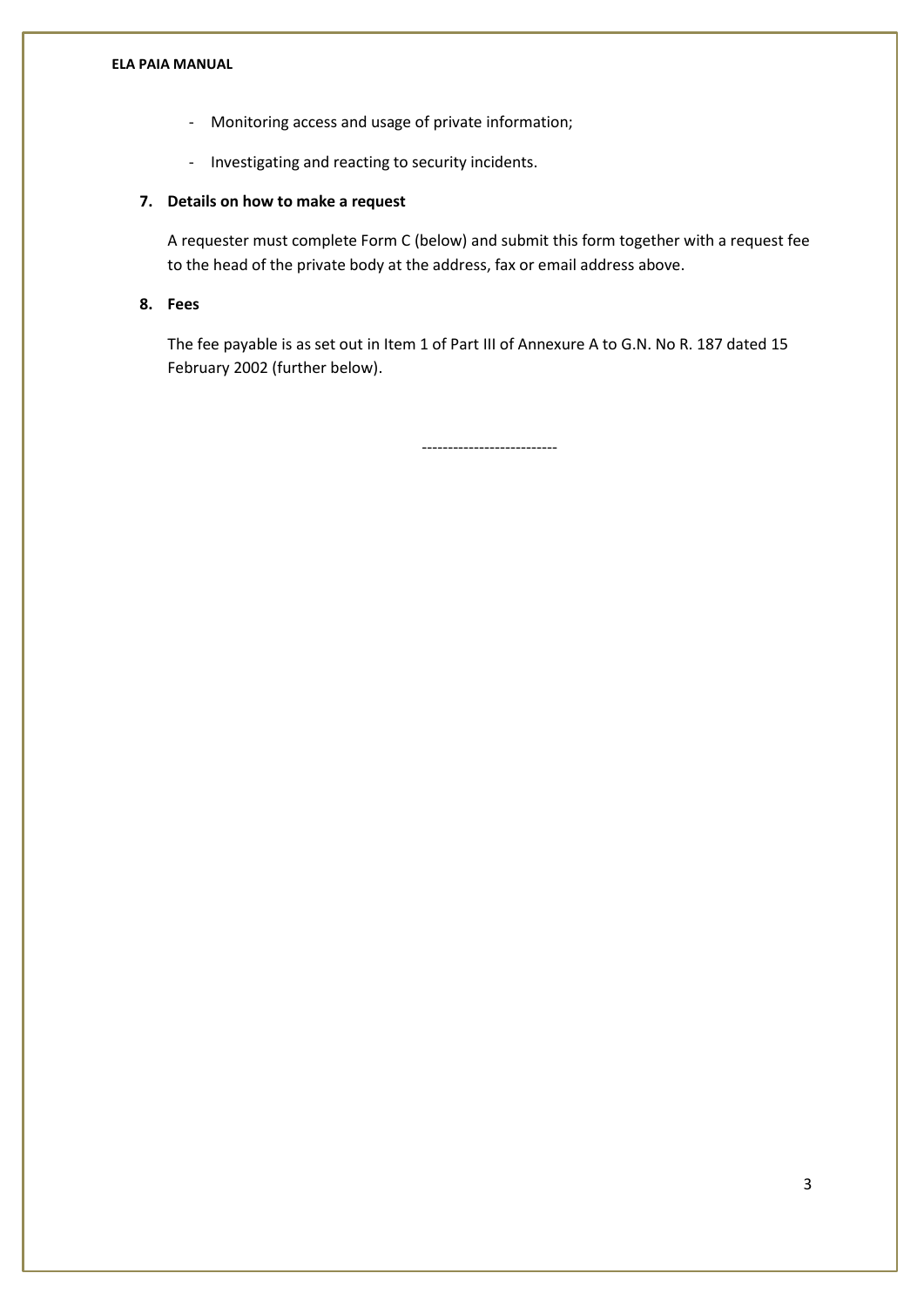- Monitoring access and usage of private information;
- Investigating and reacting to security incidents.

## 7. Details on how to make a request

A requester must complete Form C (below) and submit this form together with a request fee to the head of the private body at the address, fax or email address above.

## 8. Fees

The fee payable is as set out in Item 1 of Part III of Annexure A to G.N. No R. 187 dated 15 February 2002 (further below).

--------------------------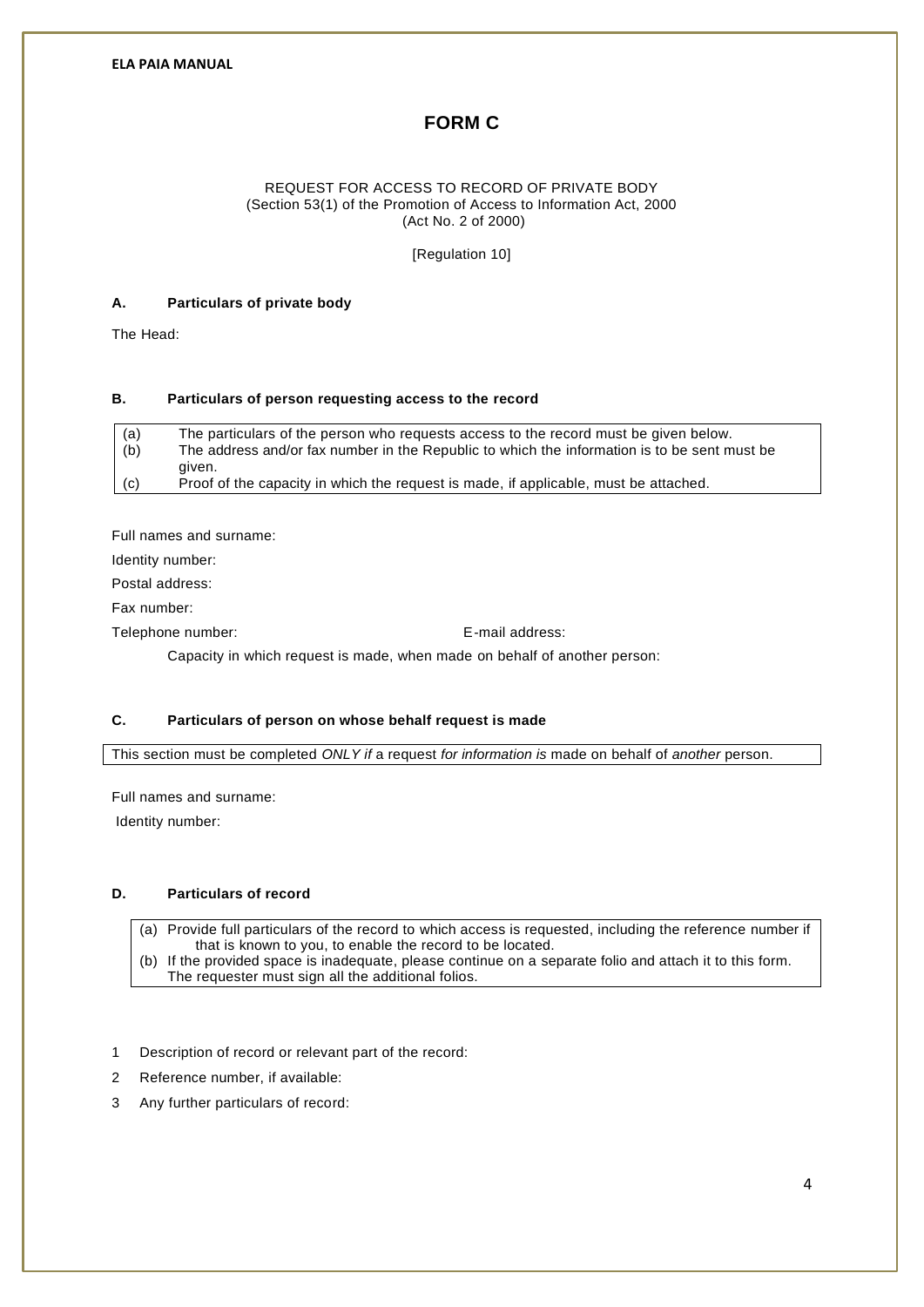# FORM C

REQUEST FOR ACCESS TO RECORD OF PRIVATE BODY
(Section 53(1) of the Promotion of Access to Information Act, 2000
(Act No. 2 of 2000)

[Regulation 10]

## A. Particulars of private body

The Head:

## B. Particulars of person requesting access to the record

| | |
|---|---|
| (a) | The particulars of the person who requests access to the record must be given below. |
| (b) | The address and/or fax number in the Republic to which the information is to be sent must be given. |
| (c) | Proof of the capacity in which the request is made, if applicable, must be attached. |

Full names and surname:

Identity number:

Postal address:

Fax number:

Telephone number: E-mail address:

Capacity in which request is made, when made on behalf of another person:

## C. Particulars of person on whose behalf request is made

This section must be completed *ONLY if* a request *for information is* made on behalf of *another* person.

Full names and surname:

Identity number:

## D. Particulars of record

(a) Provide full particulars of the record to which access is requested, including the reference number if that is known to you, to enable the record to be located.
(b) If the provided space is inadequate, please continue on a separate folio and attach it to this form. The requester must sign all the additional folios.

1 Description of record or relevant part of the record:

2 Reference number, if available:

3 Any further particulars of record: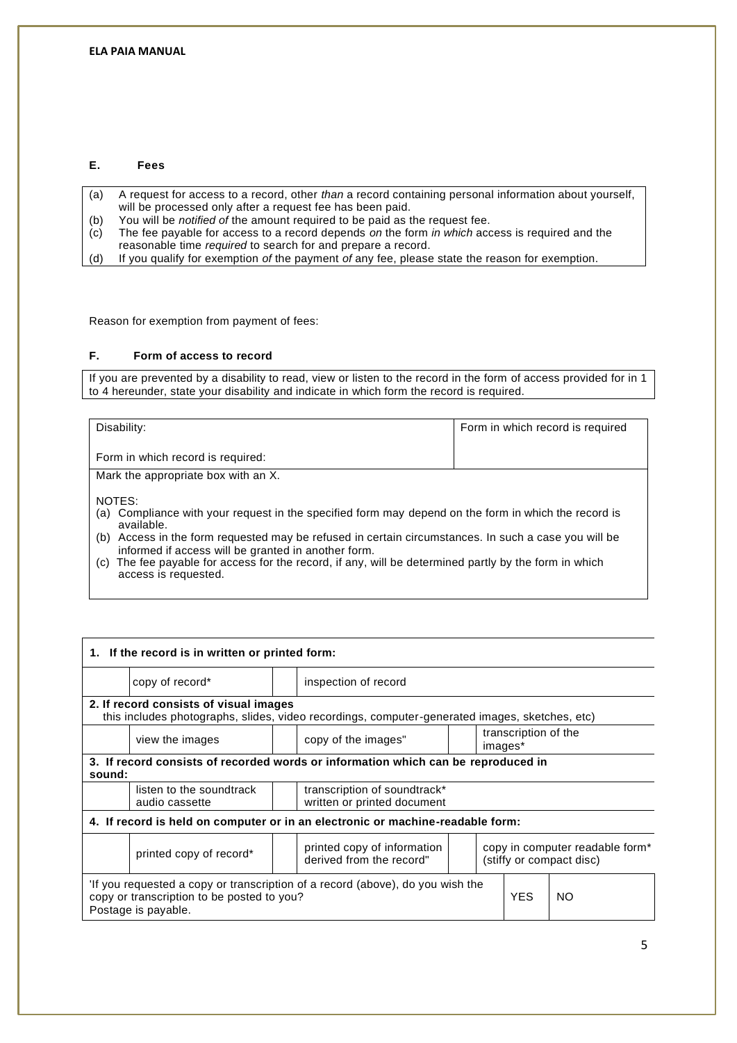### E. Fees

| | |
|---|---|
| (a) | A request for access to a record, other *than* a record containing personal information about yourself, will be processed only after a request fee has been paid. |
| (b) | You will be *notified of* the amount required to be paid as the request fee. |
| (c) | The fee payable for access to a record depends *on* the form *in which* access is required and the reasonable time *required* to search for and prepare a record. |
| (d) | If you qualify for exemption *of* the payment *of* any fee, please state the reason for exemption. |

Reason for exemption from payment of fees:

### F. Form of access to record

If you are prevented by a disability to read, view or listen to the record in the form of access provided for in 1 to 4 hereunder, state your disability and indicate in which form the record is required.

| Disability: | Form in which record is required |
|---|---|
| Form in which record is required: | |

Mark the appropriate box with an X.

NOTES:

(a) Compliance with your request in the specified form may depend on the form in which the record is available.

(b) Access in the form requested may be refused in certain circumstances. In such a case you will be informed if access will be granted in another form.

(c) The fee payable for access for the record, if any, will be determined partly by the form in which access is requested.

| **1. If the record is in written or printed form:** | | | | | | |
|---|---|---|---|---|---|---|
| | copy of record* | | inspection of record | | | |
| **2. If record consists of visual images** this includes photographs, slides, video recordings, computer-generated images, sketches, etc) | | | | | | |
| | view the images | | copy of the images" | | transcription of the images* | |
| **3. If record consists of recorded words or information which can be reproduced in sound:** | | | | | | |
| | listen to the soundtrack audio cassette | | transcription of soundtrack* written or printed document | | | |
| **4. If record is held on computer or in an electronic or machine-readable form:** | | | | | | |
| | printed copy of record* | | printed copy of information derived from the record" | | copy in computer readable form* (stiffy or compact disc) | |
| 'If you requested a copy or transcription of a record (above), do you wish the copy or transcription to be posted to you? Postage is payable. | | | | | YES | NO |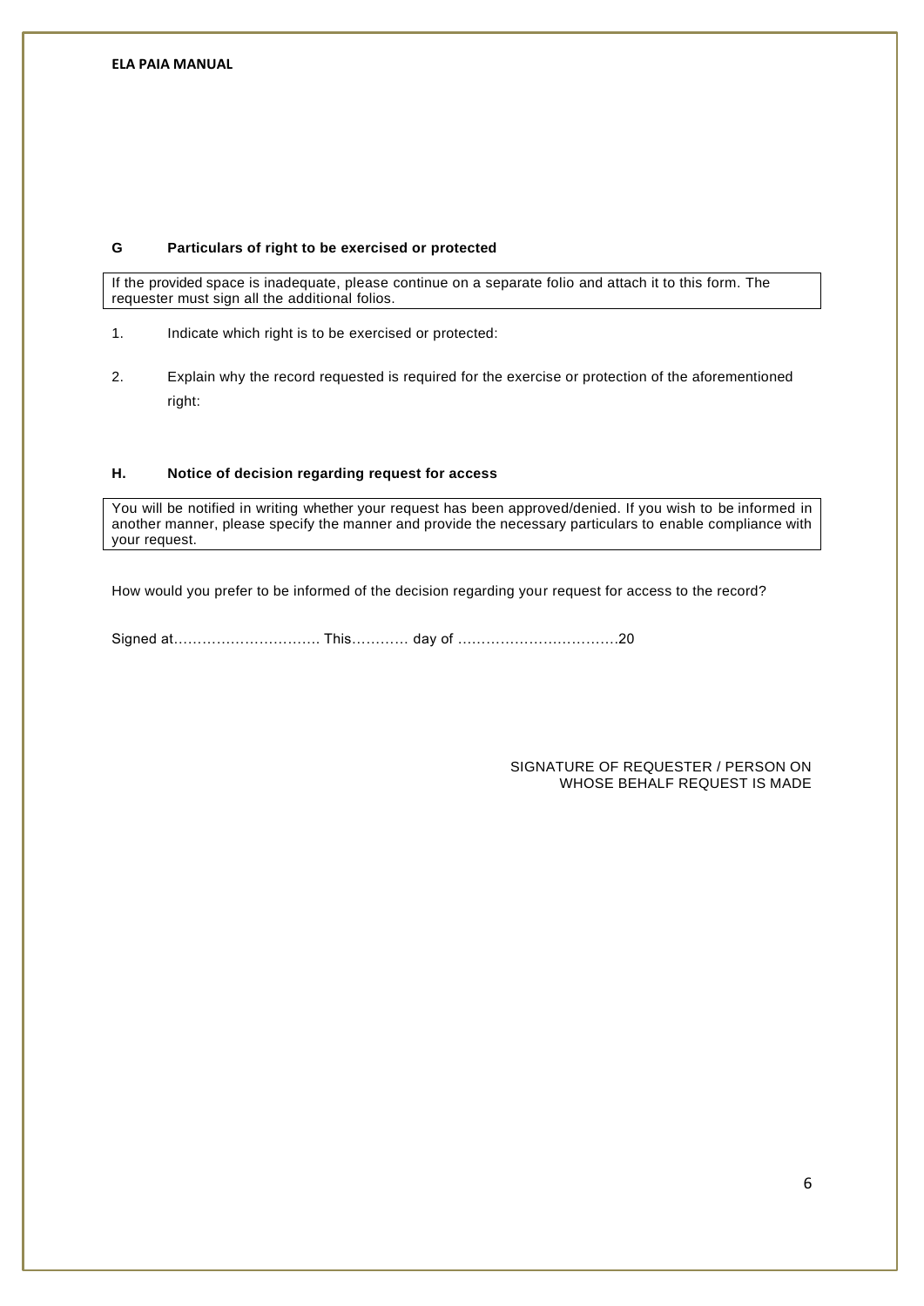## G Particulars of right to be exercised or protected

If the provided space is inadequate, please continue on a separate folio and attach it to this form. The requester must sign all the additional folios.

1. Indicate which right is to be exercised or protected:

2. Explain why the record requested is required for the exercise or protection of the aforementioned right:

## H. Notice of decision regarding request for access

You will be notified in writing whether your request has been approved/denied. If you wish to be informed in another manner, please specify the manner and provide the necessary particulars to enable compliance with your request.

How would you prefer to be informed of the decision regarding your request for access to the record?

Signed at………………………… This………… day of ……………………………20

SIGNATURE OF REQUESTER / PERSON ON WHOSE BEHALF REQUEST IS MADE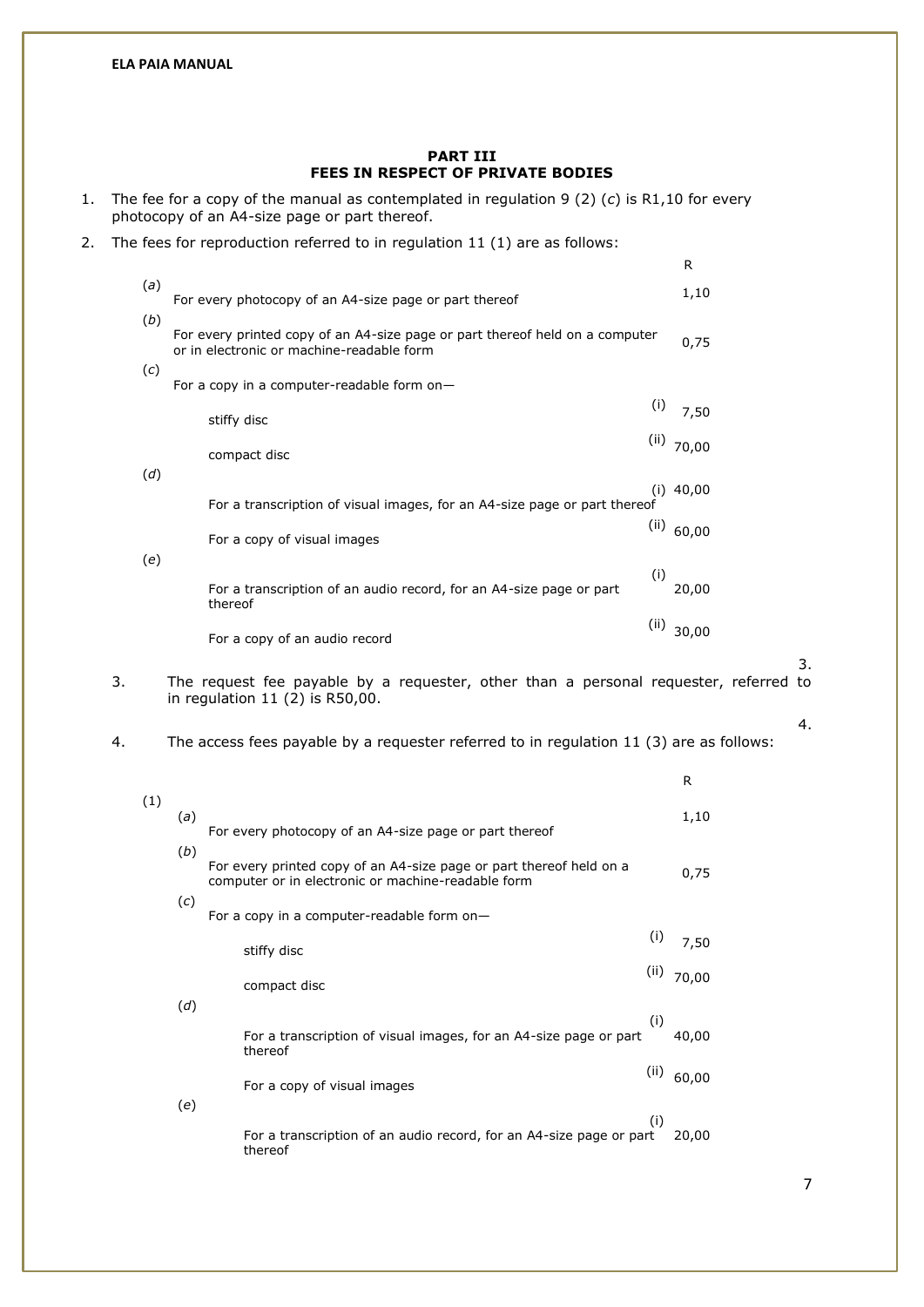**PART III**
**FEES IN RESPECT OF PRIVATE BODIES**

1. The fee for a copy of the manual as contemplated in regulation 9 (2) (*c*) is R1,10 for every photocopy of an A4-size page or part thereof.

2. The fees for reproduction referred to in regulation 11 (1) are as follows:

| | | | R |
|---|---|---|---|
| (*a*) | For every photocopy of an A4-size page or part thereof | | 1,10 |
| (*b*) | For every printed copy of an A4-size page or part thereof held on a computer or in electronic or machine-readable form | | 0,75 |
| (*c*) | For a copy in a computer-readable form on— | | |
| | stiffy disc | (i) | 7,50 |
| | compact disc | (ii) | 70,00 |
| (*d*) | For a transcription of visual images, for an A4-size page or part thereof | (i) | 40,00 |
| | For a copy of visual images | (ii) | 60,00 |
| (*e*) | For a transcription of an audio record, for an A4-size page or part thereof | (i) | 20,00 |
| | For a copy of an audio record | (ii) | 30,00 |

3. The request fee payable by a requester, other than a personal requester, referred to in regulation 11 (2) is R50,00.

4. The access fees payable by a requester referred to in regulation 11 (3) are as follows:

| | | | | R |
|---|---|---|---|---|
| (1) | (*a*) | For every photocopy of an A4-size page or part thereof | | 1,10 |
| | (*b*) | For every printed copy of an A4-size page or part thereof held on a computer or in electronic or machine-readable form | | 0,75 |
| | (*c*) | For a copy in a computer-readable form on— | | |
| | | stiffy disc | (i) | 7,50 |
| | | compact disc | (ii) | 70,00 |
| | (*d*) | For a transcription of visual images, for an A4-size page or part thereof | (i) | 40,00 |
| | | For a copy of visual images | (ii) | 60,00 |
| | (*e*) | For a transcription of an audio record, for an A4-size page or part thereof | (i) | 20,00 |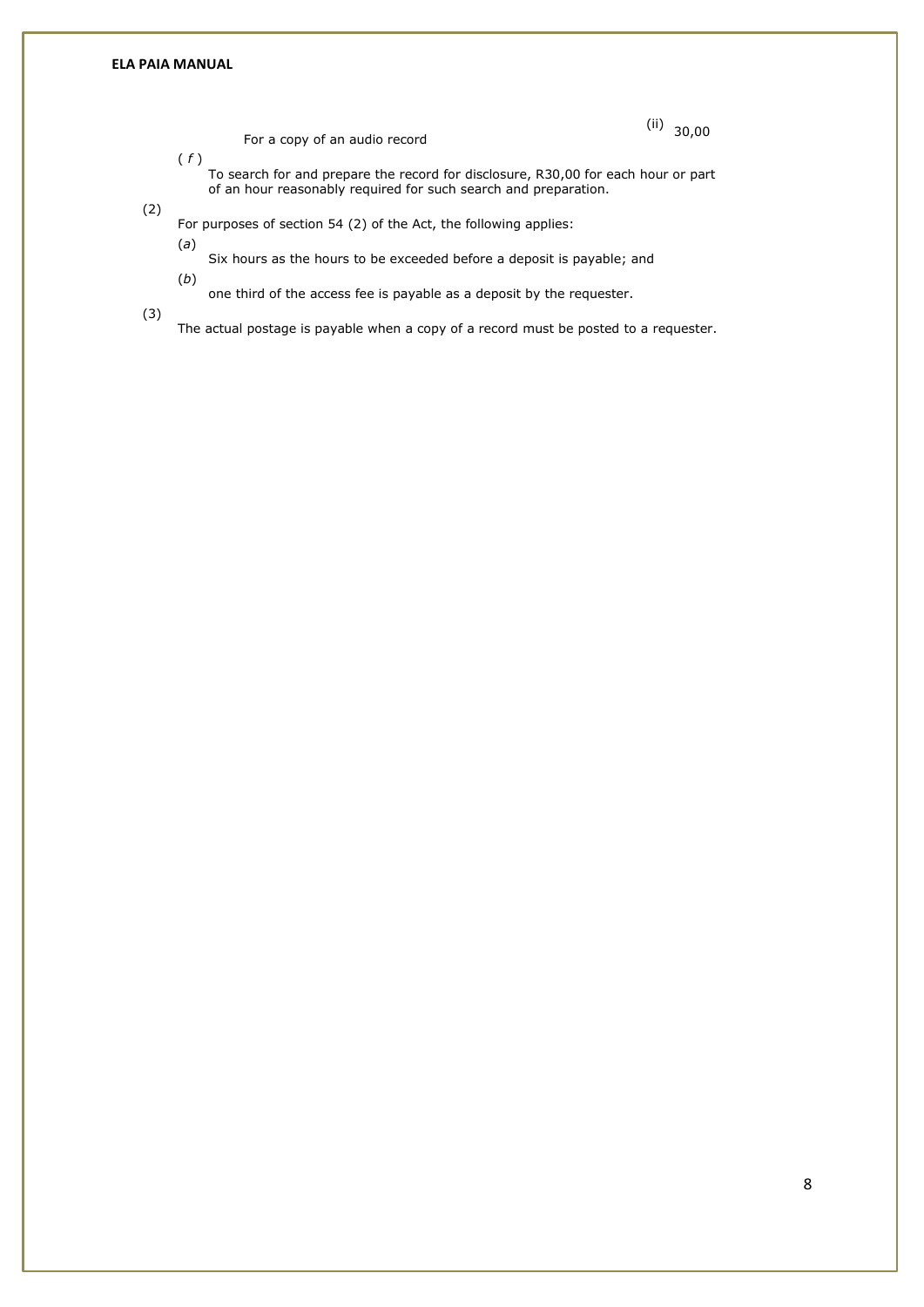For a copy of an audio record (ii) 30,00

(*f*) To search for and prepare the record for disclosure, R30,00 for each hour or part of an hour reasonably required for such search and preparation.

(2) For purposes of section 54 (2) of the Act, the following applies:

(*a*) Six hours as the hours to be exceeded before a deposit is payable; and

(*b*) one third of the access fee is payable as a deposit by the requester.

(3) The actual postage is payable when a copy of a record must be posted to a requester.